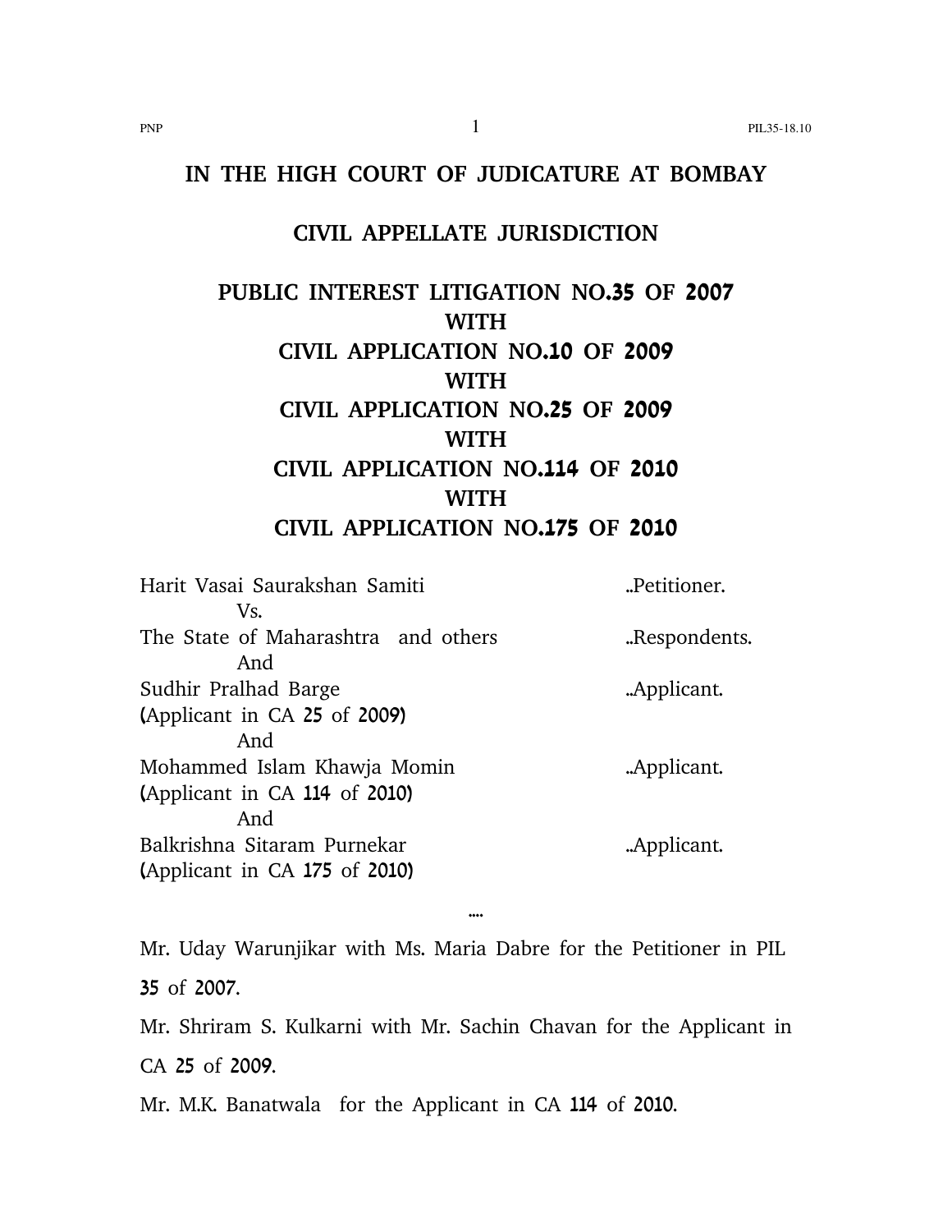# IN THE HIGH COURT OF JUDICATURE AT BOMBAY

## CIVIL APPELLATE JURISDICTION

## PUBLIC INTEREST LITIGATION NO.35 OF 2007
## WITH
## CIVIL APPLICATION NO.10 OF 2009
## WITH
## CIVIL APPLICATION NO.25 OF 2009
## WITH
## CIVIL APPLICATION NO.114 OF 2010
## WITH
## CIVIL APPLICATION NO.175 OF 2010

Harit Vasai Saurakshan Samiti ..Petitioner.

Vs.

The State of Maharashtra and others ..Respondents.

And

Sudhir Pralhad Barge ..Applicant.
(Applicant in CA 25 of 2009)

And

Mohammed Islam Khawja Momin ..Applicant.
(Applicant in CA 114 of 2010)

And

Balkrishna Sitaram Purnekar ..Applicant.
(Applicant in CA 175 of 2010)

....

Mr. Uday Warunjikar with Ms. Maria Dabre for the Petitioner in PIL 35 of 2007.

Mr. Shriram S. Kulkarni with Mr. Sachin Chavan for the Applicant in CA 25 of 2009.

Mr. M.K. Banatwala for the Applicant in CA 114 of 2010.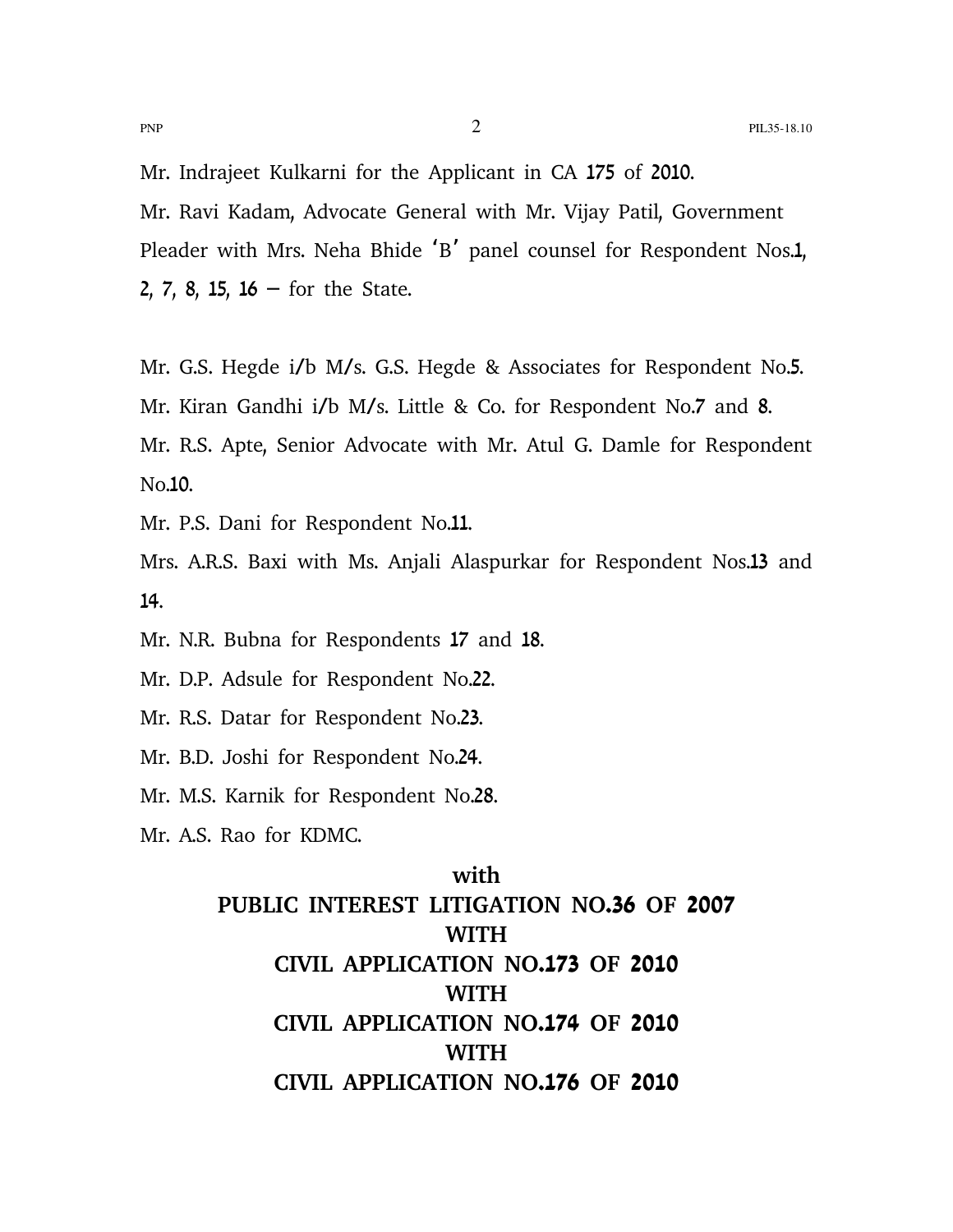Mr. Indrajeet Kulkarni for the Applicant in CA 175 of 2010.

Mr. Ravi Kadam, Advocate General with Mr. Vijay Patil, Government Pleader with Mrs. Neha Bhide 'B' panel counsel for Respondent Nos.1, 2, 7, 8, 15, 16 – for the State.

Mr. G.S. Hegde i/b M/s. G.S. Hegde & Associates for Respondent No.5.

Mr. Kiran Gandhi i/b M/s. Little & Co. for Respondent No.7 and 8.

Mr. R.S. Apte, Senior Advocate with Mr. Atul G. Damle for Respondent No.10.

Mr. P.S. Dani for Respondent No.11.

Mrs. A.R.S. Baxi with Ms. Anjali Alaspurkar for Respondent Nos.13 and 14.

Mr. N.R. Bubna for Respondents 17 and 18.

Mr. D.P. Adsule for Respondent No.22.

Mr. R.S. Datar for Respondent No.23.

Mr. B.D. Joshi for Respondent No.24.

Mr. M.S. Karnik for Respondent No.28.

Mr. A.S. Rao for KDMC.

**with**

**PUBLIC INTEREST LITIGATION NO.36 OF 2007**

**WITH**

**CIVIL APPLICATION NO.173 OF 2010**

**WITH**

**CIVIL APPLICATION NO.174 OF 2010**

**WITH**

**CIVIL APPLICATION NO.176 OF 2010**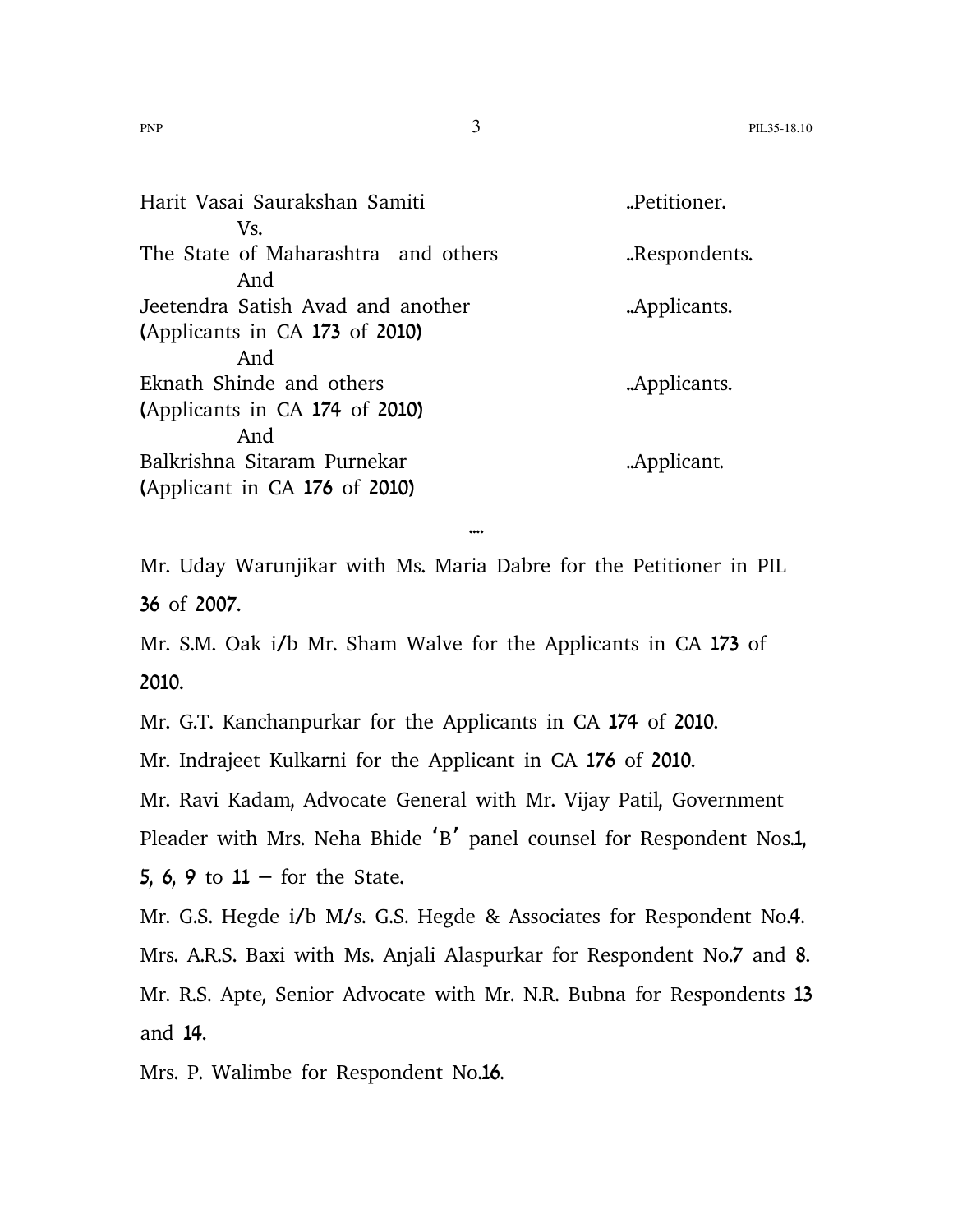Harit Vasai Saurakshan Samiti ..Petitioner.

Vs.

The State of Maharashtra and others ..Respondents.

And

Jeetendra Satish Avad and another ..Applicants.
(Applicants in CA 173 of 2010)

And

Eknath Shinde and others ..Applicants.
(Applicants in CA 174 of 2010)

And

Balkrishna Sitaram Purnekar ..Applicant.
(Applicant in CA 176 of 2010)

....

Mr. Uday Warunjikar with Ms. Maria Dabre for the Petitioner in PIL 36 of 2007.

Mr. S.M. Oak i/b Mr. Sham Walve for the Applicants in CA 173 of 2010.

Mr. G.T. Kanchanpurkar for the Applicants in CA 174 of 2010.

Mr. Indrajeet Kulkarni for the Applicant in CA 176 of 2010.

Mr. Ravi Kadam, Advocate General with Mr. Vijay Patil, Government Pleader with Mrs. Neha Bhide 'B' panel counsel for Respondent Nos.1, 5, 6, 9 to 11 – for the State.

Mr. G.S. Hegde i/b M/s. G.S. Hegde & Associates for Respondent No.4.

Mrs. A.R.S. Baxi with Ms. Anjali Alaspurkar for Respondent No.7 and 8.

Mr. R.S. Apte, Senior Advocate with Mr. N.R. Bubna for Respondents 13 and 14.

Mrs. P. Walimbe for Respondent No.16.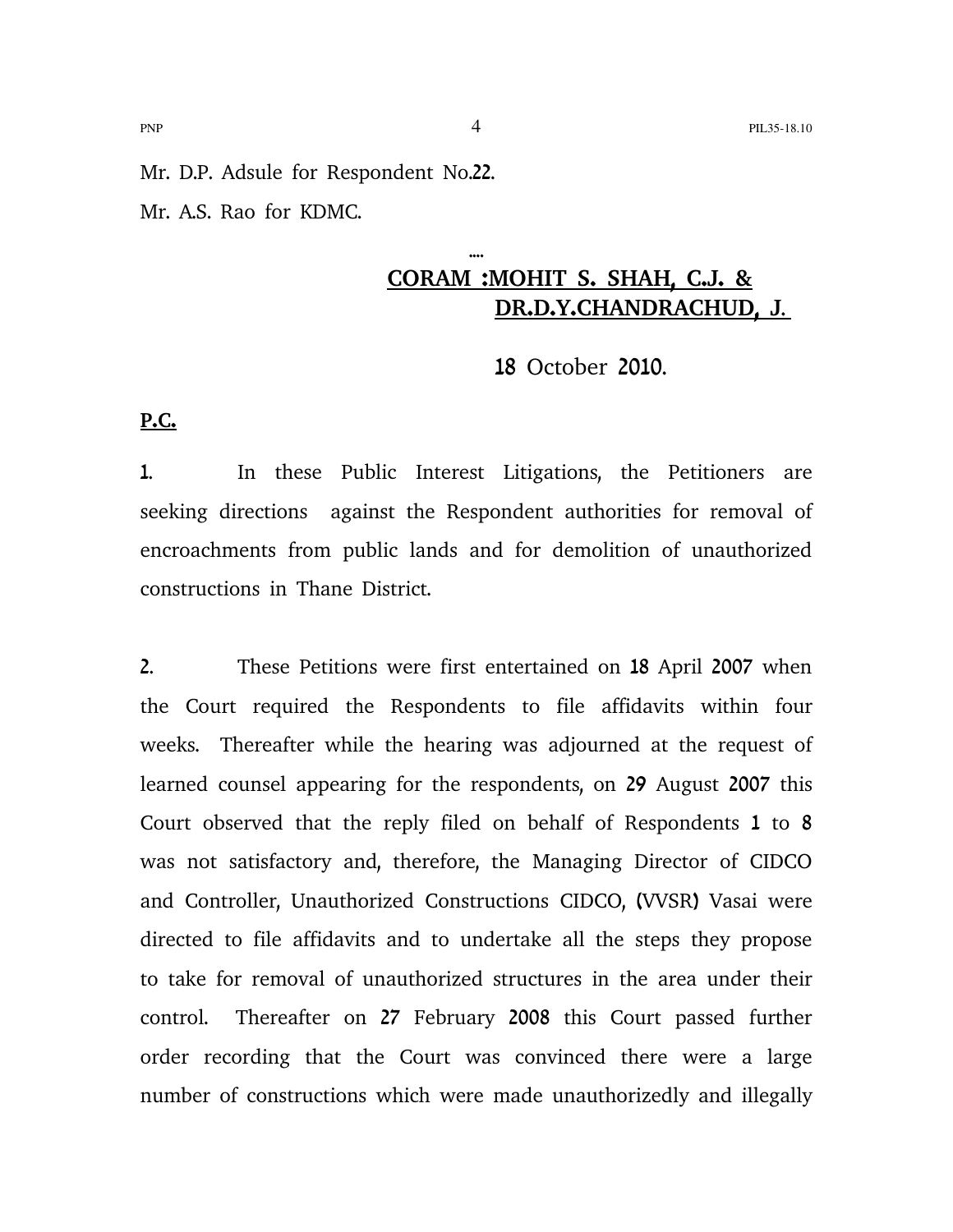Mr. D.P. Adsule for Respondent No.22.

Mr. A.S. Rao for KDMC.

....

**CORAM :MOHIT S. SHAH, C.J. &**
**DR.D.Y.CHANDRACHUD, J.**

18 October 2010.

**P.C.**

1. In these Public Interest Litigations, the Petitioners are seeking directions against the Respondent authorities for removal of encroachments from public lands and for demolition of unauthorized constructions in Thane District.

2. These Petitions were first entertained on 18 April 2007 when the Court required the Respondents to file affidavits within four weeks. Thereafter while the hearing was adjourned at the request of learned counsel appearing for the respondents, on 29 August 2007 this Court observed that the reply filed on behalf of Respondents 1 to 8 was not satisfactory and, therefore, the Managing Director of CIDCO and Controller, Unauthorized Constructions CIDCO, (VVSR) Vasai were directed to file affidavits and to undertake all the steps they propose to take for removal of unauthorized structures in the area under their control. Thereafter on 27 February 2008 this Court passed further order recording that the Court was convinced there were a large number of constructions which were made unauthorizedly and illegally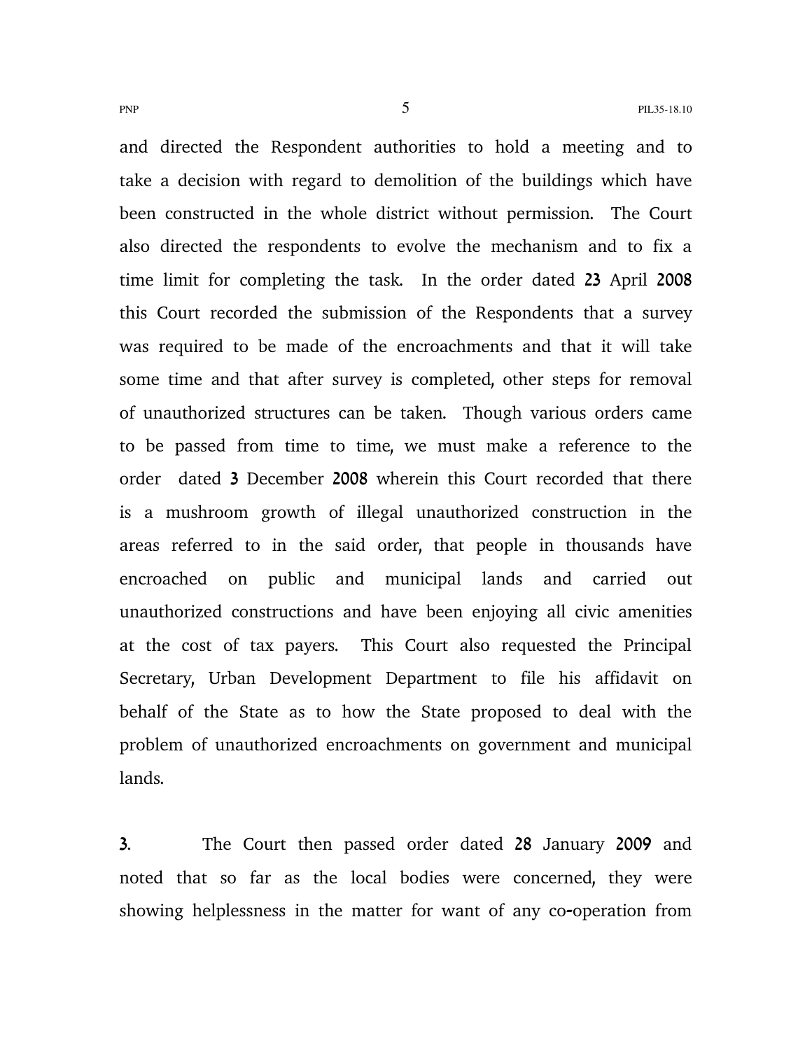and directed the Respondent authorities to hold a meeting and to take a decision with regard to demolition of the buildings which have been constructed in the whole district without permission. The Court also directed the respondents to evolve the mechanism and to fix a time limit for completing the task. In the order dated 23 April 2008 this Court recorded the submission of the Respondents that a survey was required to be made of the encroachments and that it will take some time and that after survey is completed, other steps for removal of unauthorized structures can be taken. Though various orders came to be passed from time to time, we must make a reference to the order dated 3 December 2008 wherein this Court recorded that there is a mushroom growth of illegal unauthorized construction in the areas referred to in the said order, that people in thousands have encroached on public and municipal lands and carried out unauthorized constructions and have been enjoying all civic amenities at the cost of tax payers. This Court also requested the Principal Secretary, Urban Development Department to file his affidavit on behalf of the State as to how the State proposed to deal with the problem of unauthorized encroachments on government and municipal lands.

3. The Court then passed order dated 28 January 2009 and noted that so far as the local bodies were concerned, they were showing helplessness in the matter for want of any co-operation from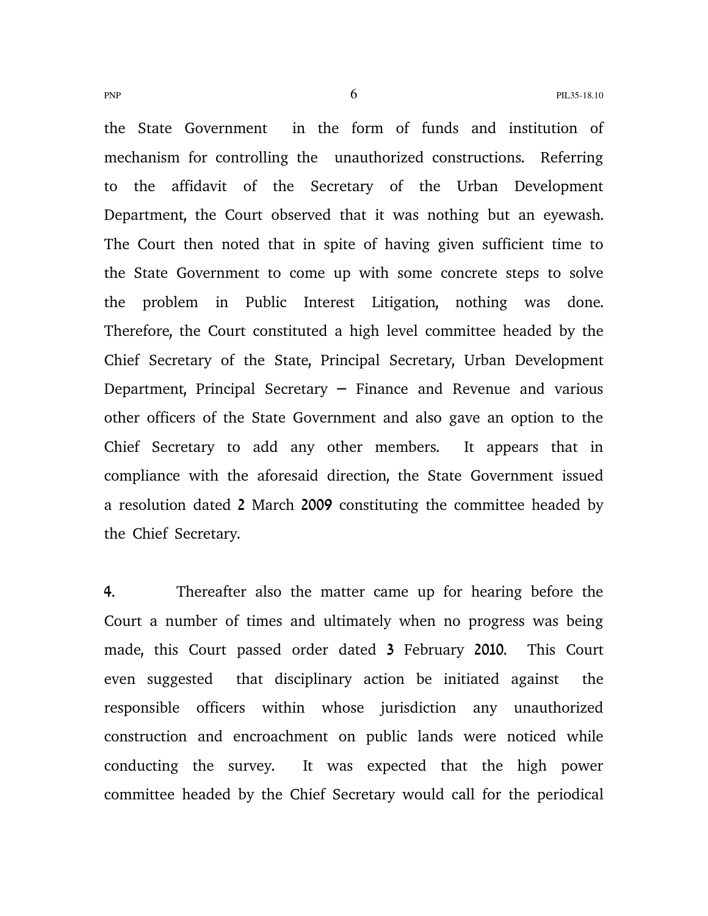the State Government in the form of funds and institution of mechanism for controlling the unauthorized constructions. Referring to the affidavit of the Secretary of the Urban Development Department, the Court observed that it was nothing but an eyewash. The Court then noted that in spite of having given sufficient time to the State Government to come up with some concrete steps to solve the problem in Public Interest Litigation, nothing was done. Therefore, the Court constituted a high level committee headed by the Chief Secretary of the State, Principal Secretary, Urban Development Department, Principal Secretary – Finance and Revenue and various other officers of the State Government and also gave an option to the Chief Secretary to add any other members. It appears that in compliance with the aforesaid direction, the State Government issued a resolution dated 2 March 2009 constituting the committee headed by the Chief Secretary.

4. Thereafter also the matter came up for hearing before the Court a number of times and ultimately when no progress was being made, this Court passed order dated 3 February 2010. This Court even suggested that disciplinary action be initiated against the responsible officers within whose jurisdiction any unauthorized construction and encroachment on public lands were noticed while conducting the survey. It was expected that the high power committee headed by the Chief Secretary would call for the periodical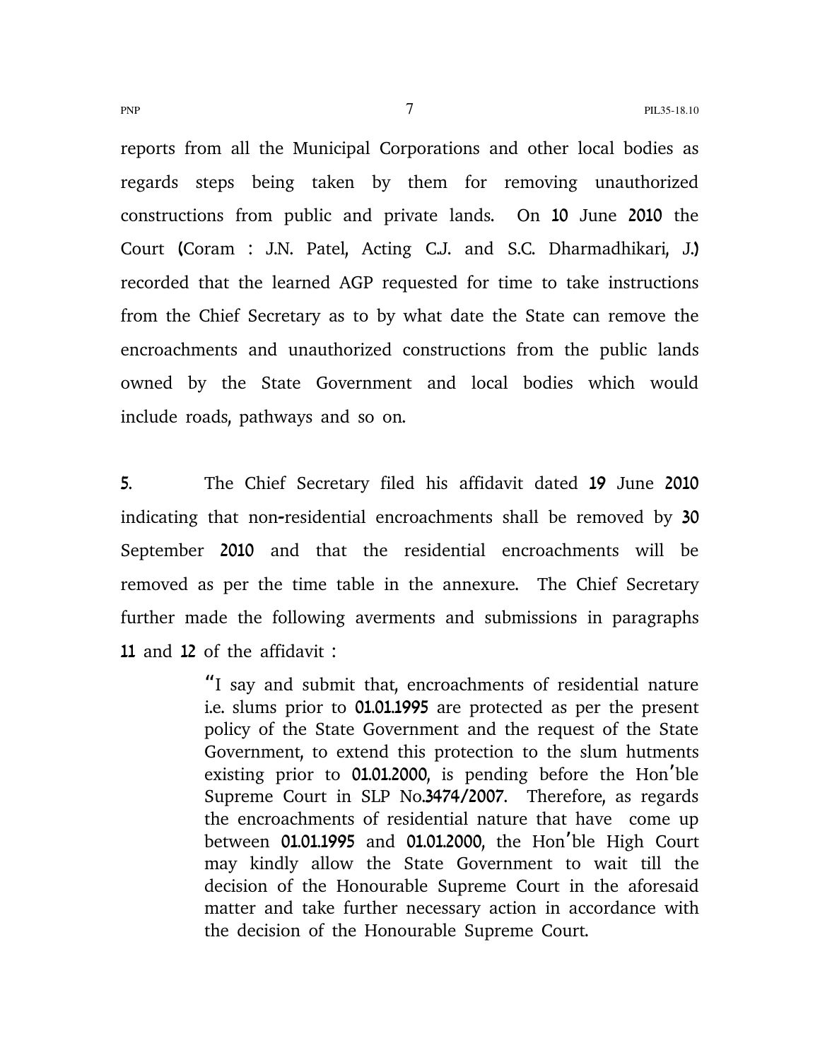reports from all the Municipal Corporations and other local bodies as regards steps being taken by them for removing unauthorized constructions from public and private lands. On 10 June 2010 the Court (Coram : J.N. Patel, Acting C.J. and S.C. Dharmadhikari, J.) recorded that the learned AGP requested for time to take instructions from the Chief Secretary as to by what date the State can remove the encroachments and unauthorized constructions from the public lands owned by the State Government and local bodies which would include roads, pathways and so on.

5. The Chief Secretary filed his affidavit dated 19 June 2010 indicating that non-residential encroachments shall be removed by 30 September 2010 and that the residential encroachments will be removed as per the time table in the annexure. The Chief Secretary further made the following averments and submissions in paragraphs 11 and 12 of the affidavit :

> "I say and submit that, encroachments of residential nature i.e. slums prior to 01.01.1995 are protected as per the present policy of the State Government and the request of the State Government, to extend this protection to the slum hutments existing prior to 01.01.2000, is pending before the Hon'ble Supreme Court in SLP No.3474/2007. Therefore, as regards the encroachments of residential nature that have come up between 01.01.1995 and 01.01.2000, the Hon'ble High Court may kindly allow the State Government to wait till the decision of the Honourable Supreme Court in the aforesaid matter and take further necessary action in accordance with the decision of the Honourable Supreme Court.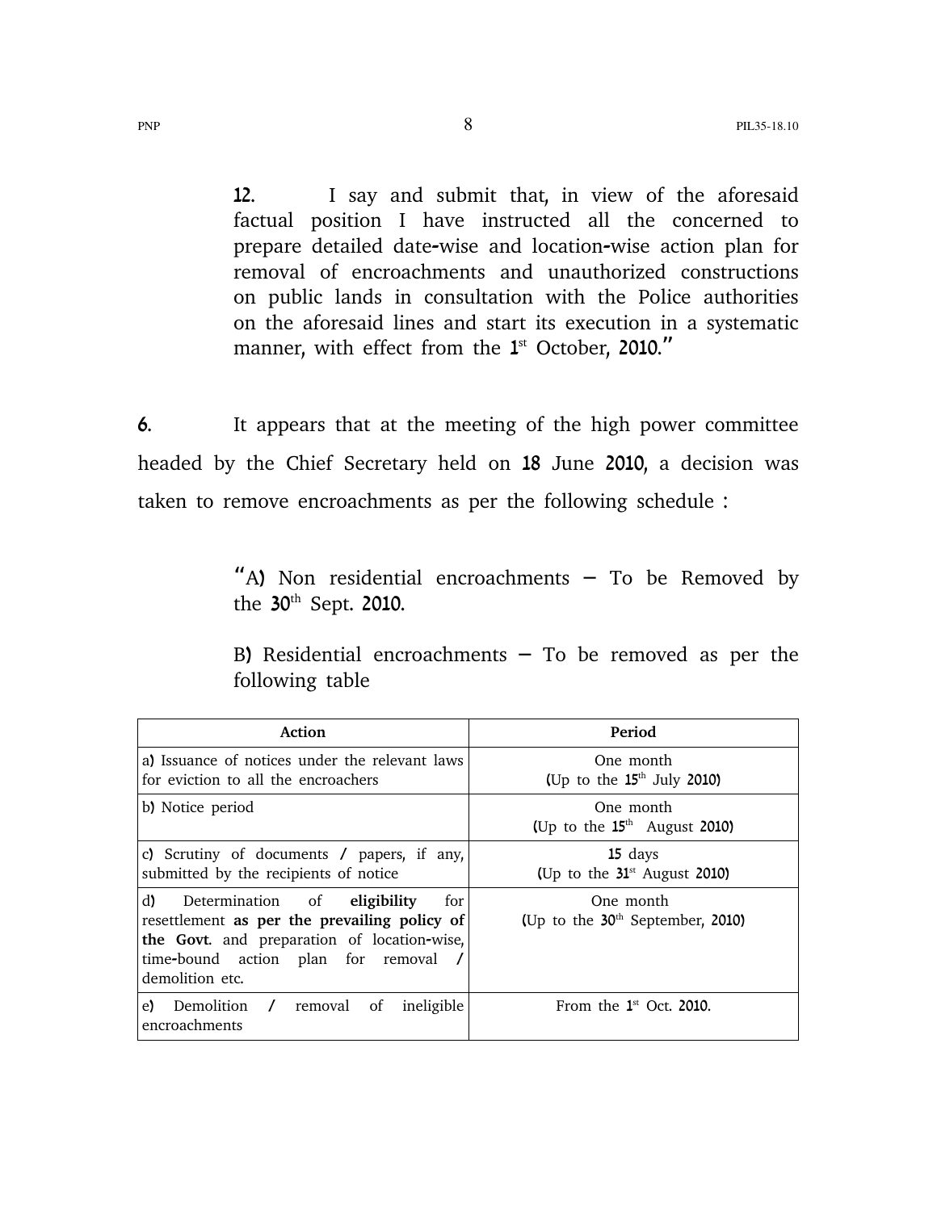> **12.** I say and submit that, in view of the aforesaid factual position I have instructed all the concerned to prepare detailed date-wise and location-wise action plan for removal of encroachments and unauthorized constructions on public lands in consultation with the Police authorities on the aforesaid lines and start its execution in a systematic manner, with effect from the 1st October, 2010."

**6.** It appears that at the meeting of the high power committee headed by the Chief Secretary held on 18 June 2010, a decision was taken to remove encroachments as per the following schedule :

> "A) Non residential encroachments – To be Removed by the 30th Sept. 2010.
>
> B) Residential encroachments – To be removed as per the following table

| Action | Period |
|---|---|
| a) Issuance of notices under the relevant laws for eviction to all the encroachers | One month (Up to the 15th July 2010) |
| b) Notice period | One month (Up to the 15th August 2010) |
| c) Scrutiny of documents / papers, if any, submitted by the recipients of notice | 15 days (Up to the 31st August 2010) |
| d) Determination of **eligibility** for resettlement **as per the prevailing policy of the Govt**. and preparation of location-wise, time-bound action plan for removal / demolition etc. | One month (Up to the 30th September, 2010) |
| e) Demolition / removal of ineligible encroachments | From the 1st Oct. 2010. |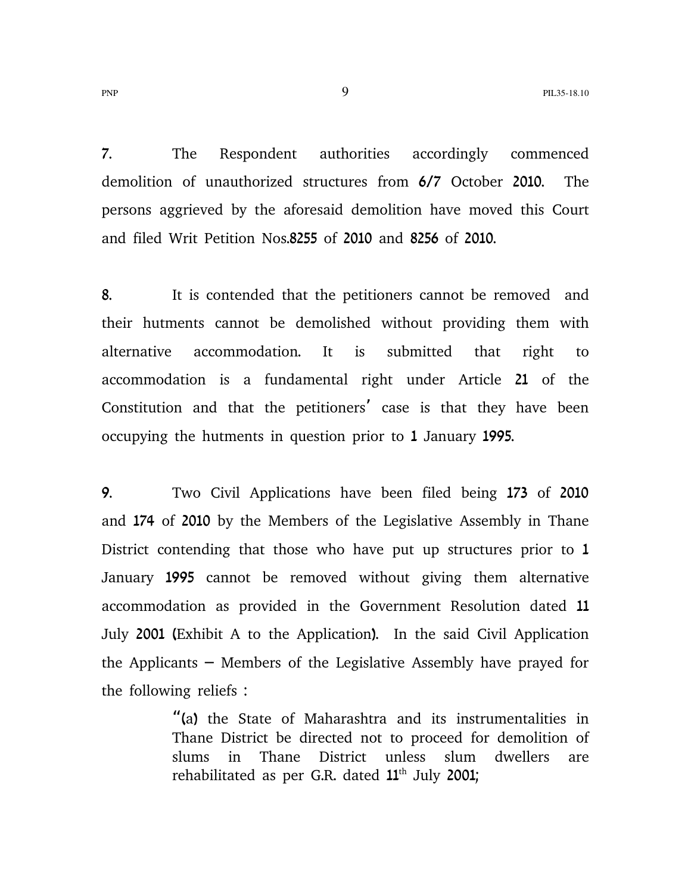7. The Respondent authorities accordingly commenced demolition of unauthorized structures from 6/7 October 2010. The persons aggrieved by the aforesaid demolition have moved this Court and filed Writ Petition Nos.8255 of 2010 and 8256 of 2010.

8. It is contended that the petitioners cannot be removed and their hutments cannot be demolished without providing them with alternative accommodation. It is submitted that right to accommodation is a fundamental right under Article 21 of the Constitution and that the petitioners' case is that they have been occupying the hutments in question prior to 1 January 1995.

9. Two Civil Applications have been filed being 173 of 2010 and 174 of 2010 by the Members of the Legislative Assembly in Thane District contending that those who have put up structures prior to 1 January 1995 cannot be removed without giving them alternative accommodation as provided in the Government Resolution dated 11 July 2001 (Exhibit A to the Application). In the said Civil Application the Applicants – Members of the Legislative Assembly have prayed for the following reliefs :

> "(a) the State of Maharashtra and its instrumentalities in Thane District be directed not to proceed for demolition of slums in Thane District unless slum dwellers are rehabilitated as per G.R. dated 11th July 2001;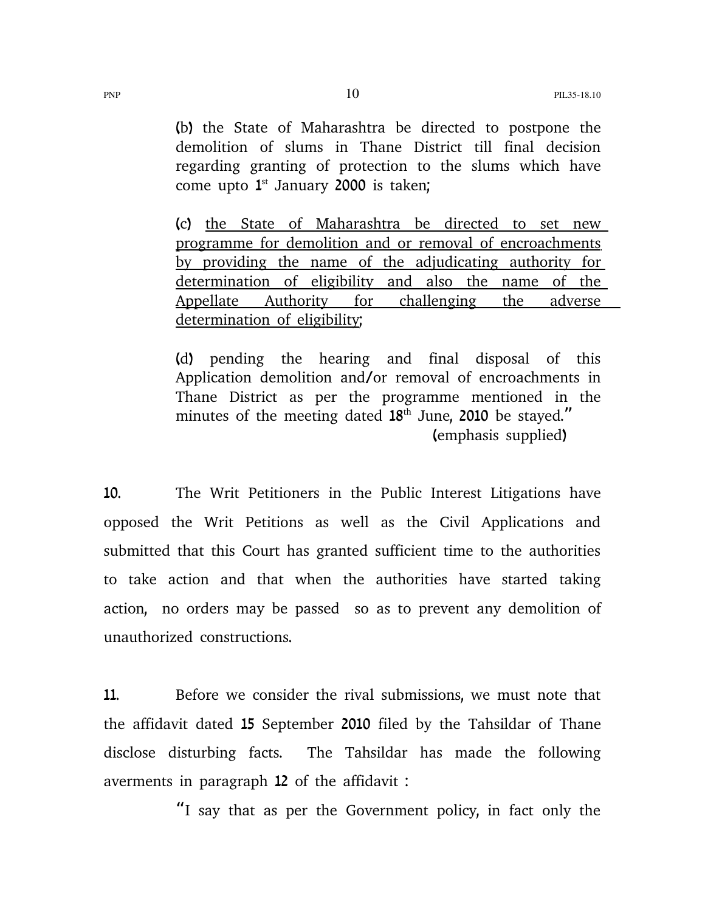(b) the State of Maharashtra be directed to postpone the demolition of slums in Thane District till final decision regarding granting of protection to the slums which have come upto 1st January 2000 is taken;

(c) <u>the State of Maharashtra be directed to set new programme for demolition and or removal of encroachments by providing the name of the adjudicating authority for determination of eligibility and also the name of the Appellate Authority for challenging the adverse determination of eligibility</u>;

(d) pending the hearing and final disposal of this Application demolition and/or removal of encroachments in Thane District as per the programme mentioned in the minutes of the meeting dated 18th June, 2010 be stayed."

(emphasis supplied)

**10.** The Writ Petitioners in the Public Interest Litigations have opposed the Writ Petitions as well as the Civil Applications and submitted that this Court has granted sufficient time to the authorities to take action and that when the authorities have started taking action, no orders may be passed so as to prevent any demolition of unauthorized constructions.

**11.** Before we consider the rival submissions, we must note that the affidavit dated 15 September 2010 filed by the Tahsildar of Thane disclose disturbing facts. The Tahsildar has made the following averments in paragraph 12 of the affidavit :

"I say that as per the Government policy, in fact only the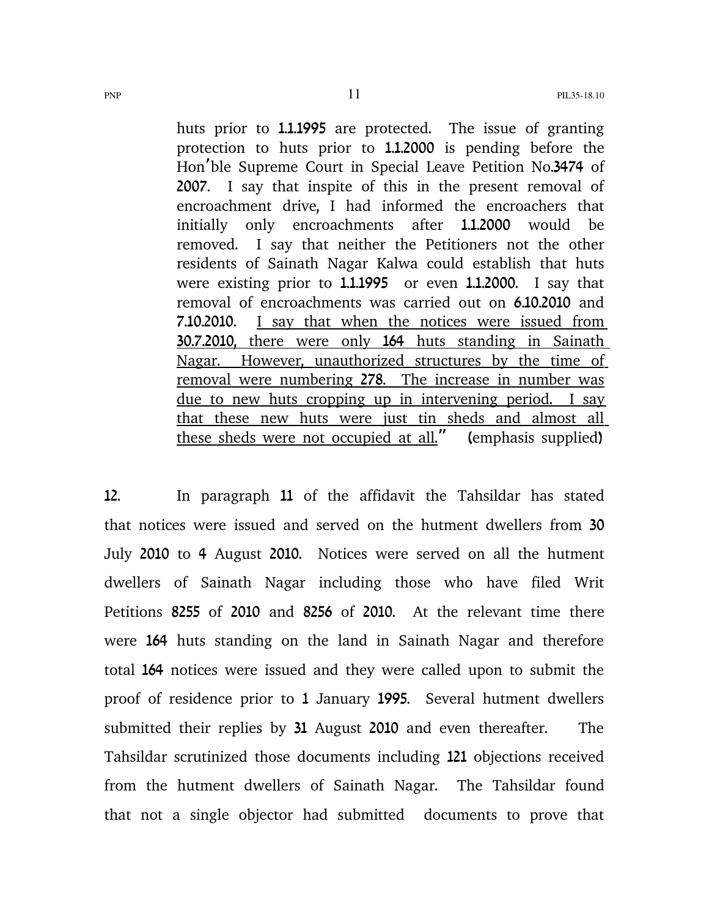> huts prior to 1.1.1995 are protected. The issue of granting protection to huts prior to 1.1.2000 is pending before the Hon'ble Supreme Court in Special Leave Petition No.3474 of 2007. I say that inspite of this in the present removal of encroachment drive, I had informed the encroachers that initially only encroachments after 1.1.2000 would be removed. I say that neither the Petitioners not the other residents of Sainath Nagar Kalwa could establish that huts were existing prior to 1.1.1995 or even 1.1.2000. I say that removal of encroachments was carried out on 6.10.2010 and 7.10.2010. <u>I say that when the notices were issued from 30.7.2010, there were only 164 huts standing in Sainath Nagar. However, unauthorized structures by the time of removal were numbering 278. The increase in number was due to new huts cropping up in intervening period. I say that these new huts were just tin sheds and almost all these sheds were not occupied at all</u>." (emphasis supplied)

12. In paragraph 11 of the affidavit the Tahsildar has stated that notices were issued and served on the hutment dwellers from 30 July 2010 to 4 August 2010. Notices were served on all the hutment dwellers of Sainath Nagar including those who have filed Writ Petitions 8255 of 2010 and 8256 of 2010. At the relevant time there were 164 huts standing on the land in Sainath Nagar and therefore total 164 notices were issued and they were called upon to submit the proof of residence prior to 1 January 1995. Several hutment dwellers submitted their replies by 31 August 2010 and even thereafter. The Tahsildar scrutinized those documents including 121 objections received from the hutment dwellers of Sainath Nagar. The Tahsildar found that not a single objector had submitted documents to prove that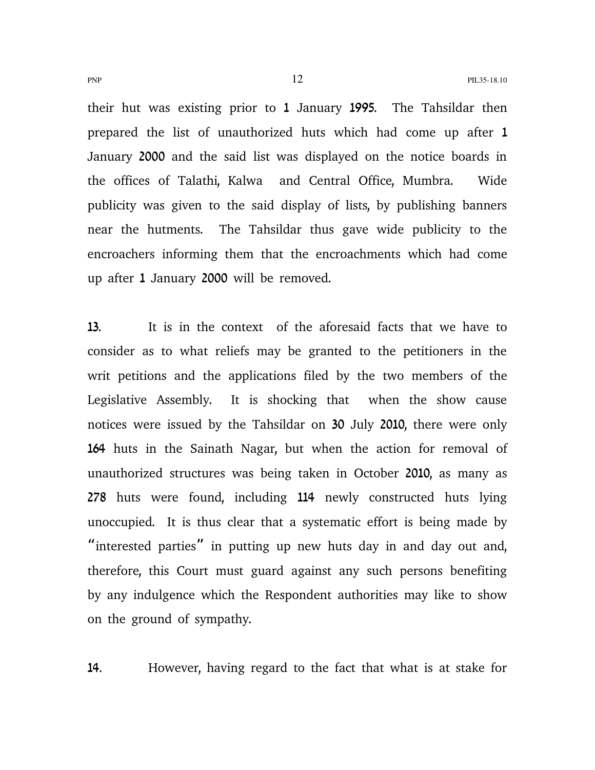their hut was existing prior to 1 January 1995. The Tahsildar then prepared the list of unauthorized huts which had come up after 1 January 2000 and the said list was displayed on the notice boards in the offices of Talathi, Kalwa and Central Office, Mumbra. Wide publicity was given to the said display of lists, by publishing banners near the hutments. The Tahsildar thus gave wide publicity to the encroachers informing them that the encroachments which had come up after 1 January 2000 will be removed.

13. It is in the context of the aforesaid facts that we have to consider as to what reliefs may be granted to the petitioners in the writ petitions and the applications filed by the two members of the Legislative Assembly. It is shocking that when the show cause notices were issued by the Tahsildar on 30 July 2010, there were only 164 huts in the Sainath Nagar, but when the action for removal of unauthorized structures was being taken in October 2010, as many as 278 huts were found, including 114 newly constructed huts lying unoccupied. It is thus clear that a systematic effort is being made by "interested parties" in putting up new huts day in and day out and, therefore, this Court must guard against any such persons benefiting by any indulgence which the Respondent authorities may like to show on the ground of sympathy.

14. However, having regard to the fact that what is at stake for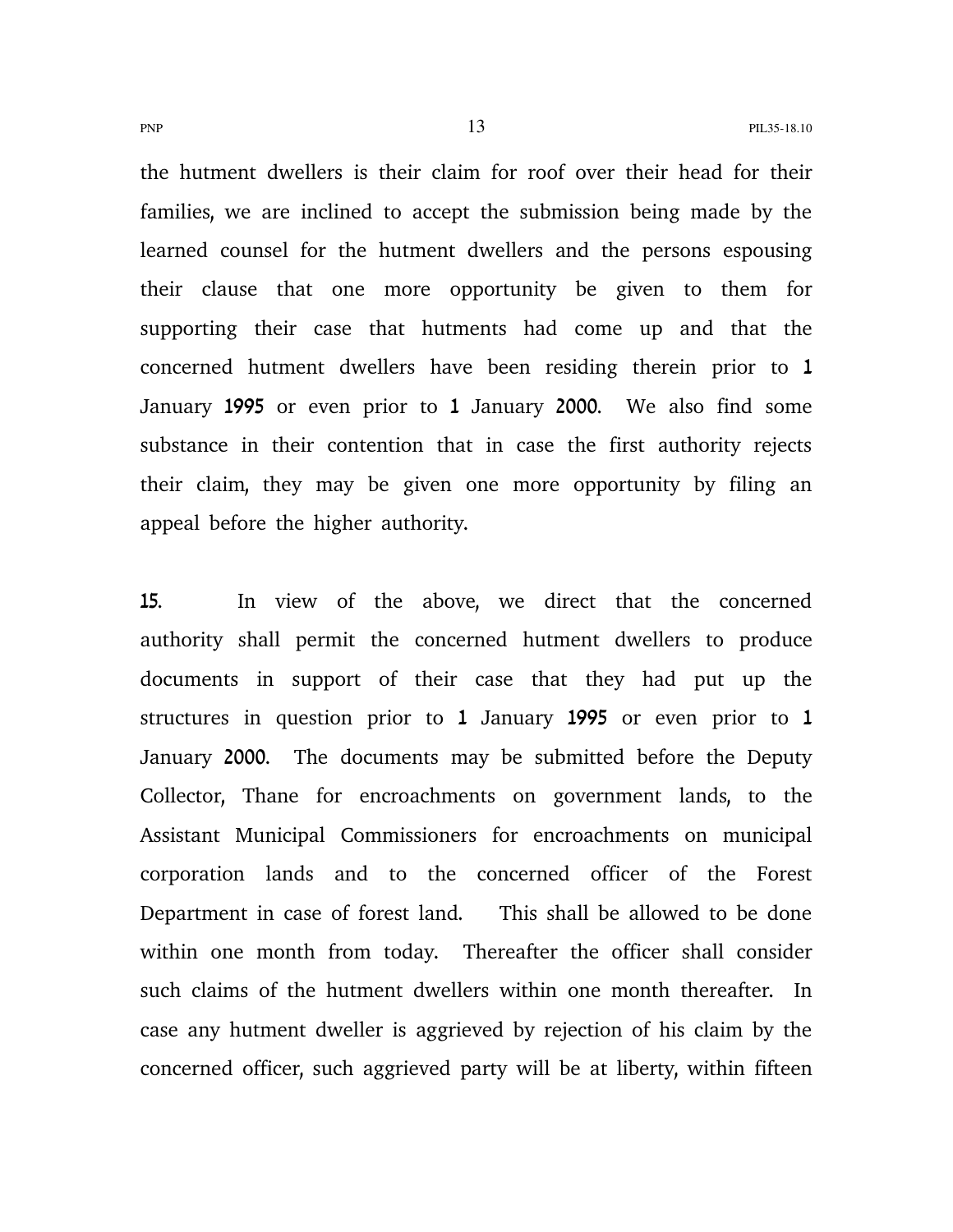the hutment dwellers is their claim for roof over their head for their families, we are inclined to accept the submission being made by the learned counsel for the hutment dwellers and the persons espousing their clause that one more opportunity be given to them for supporting their case that hutments had come up and that the concerned hutment dwellers have been residing therein prior to 1 January 1995 or even prior to 1 January 2000. We also find some substance in their contention that in case the first authority rejects their claim, they may be given one more opportunity by filing an appeal before the higher authority.

15. In view of the above, we direct that the concerned authority shall permit the concerned hutment dwellers to produce documents in support of their case that they had put up the structures in question prior to 1 January 1995 or even prior to 1 January 2000. The documents may be submitted before the Deputy Collector, Thane for encroachments on government lands, to the Assistant Municipal Commissioners for encroachments on municipal corporation lands and to the concerned officer of the Forest Department in case of forest land. This shall be allowed to be done within one month from today. Thereafter the officer shall consider such claims of the hutment dwellers within one month thereafter. In case any hutment dweller is aggrieved by rejection of his claim by the concerned officer, such aggrieved party will be at liberty, within fifteen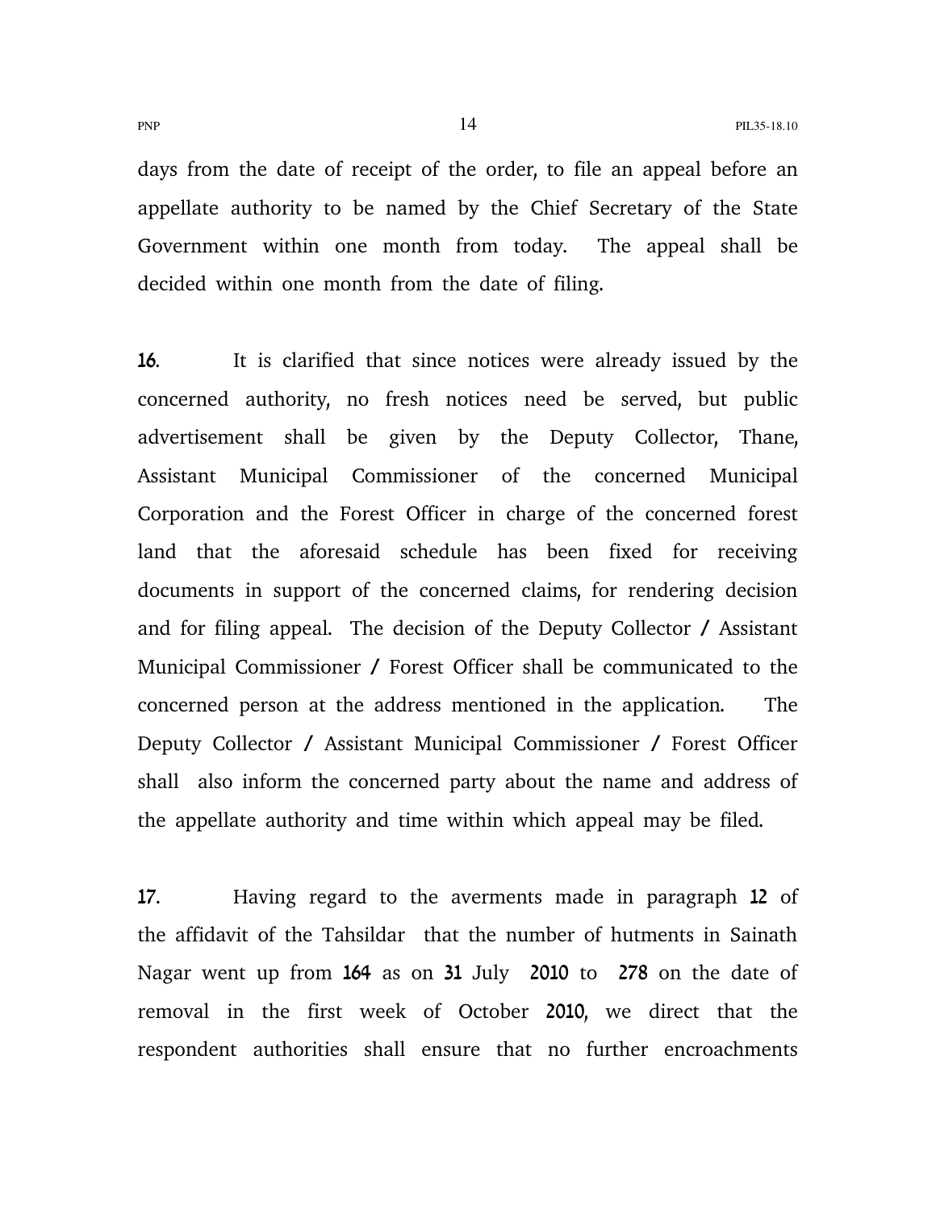days from the date of receipt of the order, to file an appeal before an appellate authority to be named by the Chief Secretary of the State Government within one month from today. The appeal shall be decided within one month from the date of filing.

**16.** It is clarified that since notices were already issued by the concerned authority, no fresh notices need be served, but public advertisement shall be given by the Deputy Collector, Thane, Assistant Municipal Commissioner of the concerned Municipal Corporation and the Forest Officer in charge of the concerned forest land that the aforesaid schedule has been fixed for receiving documents in support of the concerned claims, for rendering decision and for filing appeal. The decision of the Deputy Collector / Assistant Municipal Commissioner / Forest Officer shall be communicated to the concerned person at the address mentioned in the application. The Deputy Collector / Assistant Municipal Commissioner / Forest Officer shall also inform the concerned party about the name and address of the appellate authority and time within which appeal may be filed.

**17.** Having regard to the averments made in paragraph 12 of the affidavit of the Tahsildar that the number of hutments in Sainath Nagar went up from 164 as on 31 July 2010 to 278 on the date of removal in the first week of October 2010, we direct that the respondent authorities shall ensure that no further encroachments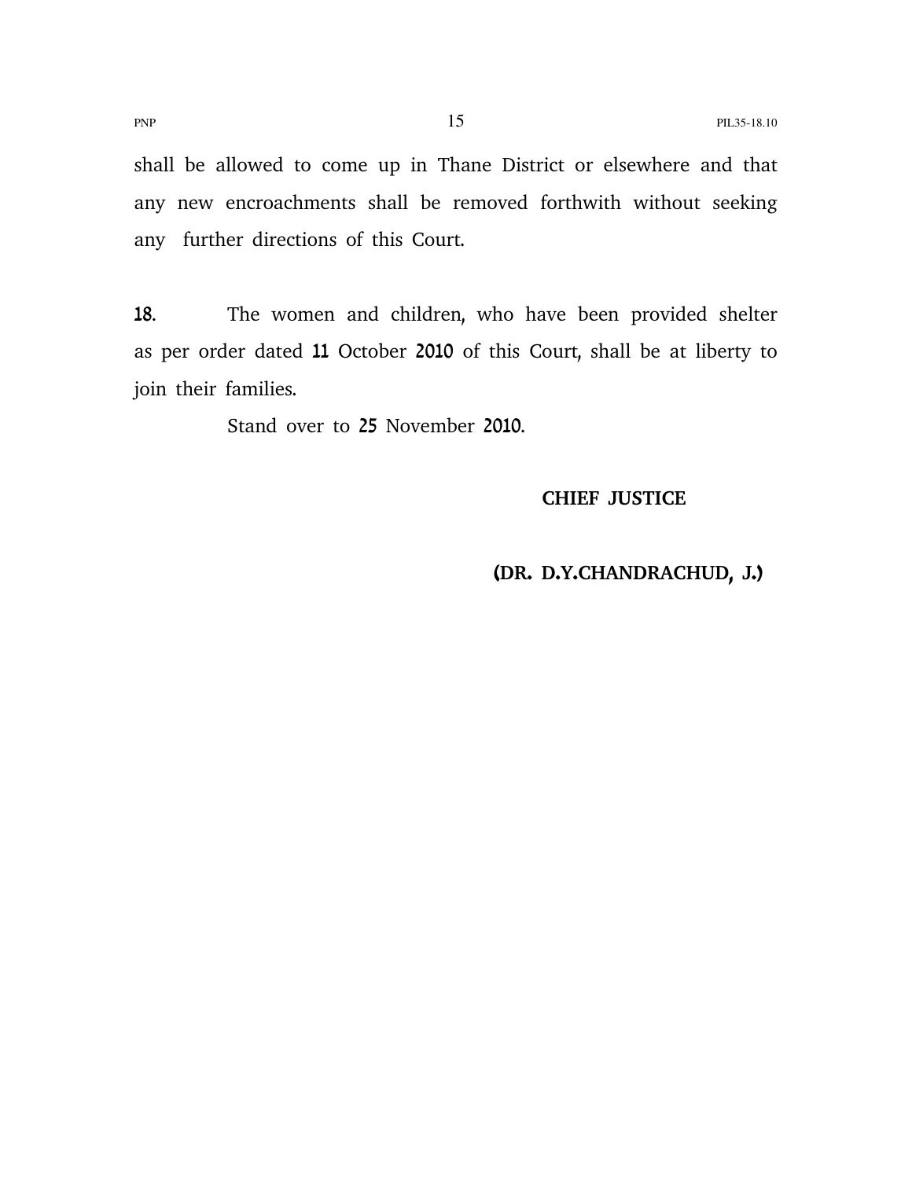shall be allowed to come up in Thane District or elsewhere and that any new encroachments shall be removed forthwith without seeking any further directions of this Court.

18. The women and children, who have been provided shelter as per order dated 11 October 2010 of this Court, shall be at liberty to join their families.

Stand over to 25 November 2010.

**CHIEF JUSTICE**

**(DR. D.Y.CHANDRACHUD, J.)**